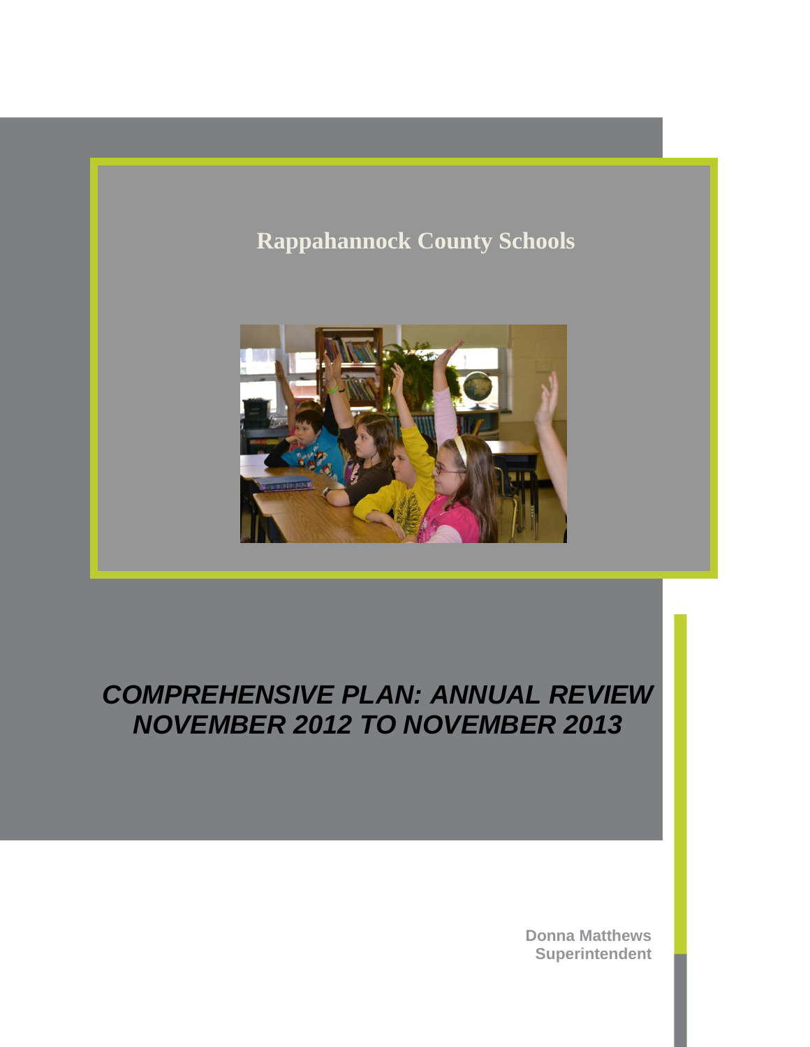# Rappahannock County Schools

## *COMPREHENSIVE PLAN: ANNUAL REVIEW NOVEMBER 2012 TO NOVEMBER 2013*

**Donna Matthews**
**Superintendent**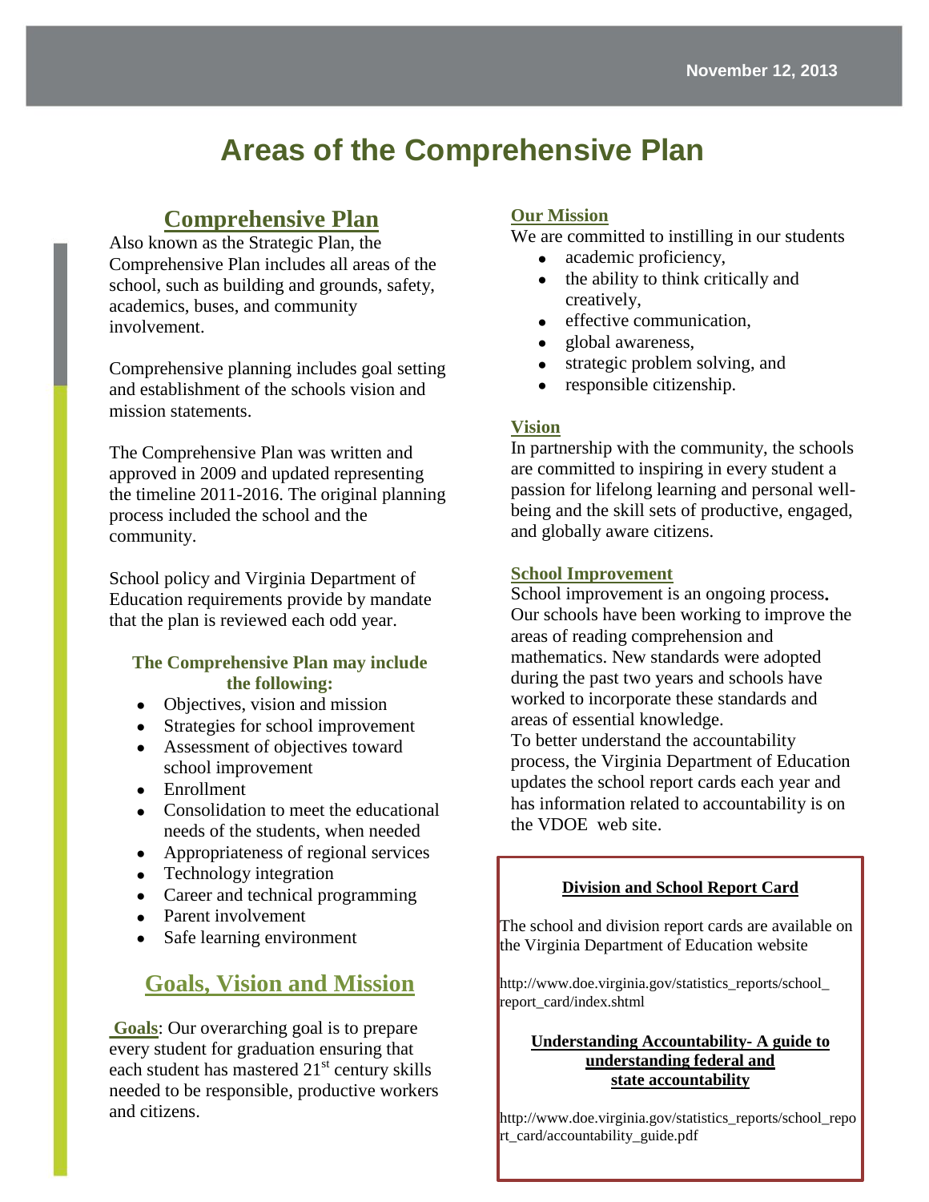# Areas of the Comprehensive Plan

## Comprehensive Plan

Also known as the Strategic Plan, the Comprehensive Plan includes all areas of the school, such as building and grounds, safety, academics, buses, and community involvement.

Comprehensive planning includes goal setting and establishment of the schools vision and mission statements.

The Comprehensive Plan was written and approved in 2009 and updated representing the timeline 2011-2016. The original planning process included the school and the community.

School policy and Virginia Department of Education requirements provide by mandate that the plan is reviewed each odd year.

### The Comprehensive Plan may include the following:

- Objectives, vision and mission
- Strategies for school improvement
- Assessment of objectives toward school improvement
- Enrollment
- Consolidation to meet the educational needs of the students, when needed
- Appropriateness of regional services
- Technology integration
- Career and technical programming
- Parent involvement
- Safe learning environment

## Goals, Vision and Mission

**Goals**: Our overarching goal is to prepare every student for graduation ensuring that each student has mastered 21st century skills needed to be responsible, productive workers and citizens.

### Our Mission

We are committed to instilling in our students

- academic proficiency,
- the ability to think critically and creatively,
- effective communication,
- global awareness,
- strategic problem solving, and
- responsible citizenship.

### Vision

In partnership with the community, the schools are committed to inspiring in every student a passion for lifelong learning and personal well-being and the skill sets of productive, engaged, and globally aware citizens.

### School Improvement

School improvement is an ongoing process. Our schools have been working to improve the areas of reading comprehension and mathematics. New standards were adopted during the past two years and schools have worked to incorporate these standards and areas of essential knowledge.

To better understand the accountability process, the Virginia Department of Education updates the school report cards each year and has information related to accountability is on the VDOE web site.

**Division and School Report Card**

The school and division report cards are available on the Virginia Department of Education website

http://www.doe.virginia.gov/statistics_reports/school_report_card/index.shtml

**Understanding Accountability- A guide to understanding federal and state accountability**

http://www.doe.virginia.gov/statistics_reports/school_report_card/accountability_guide.pdf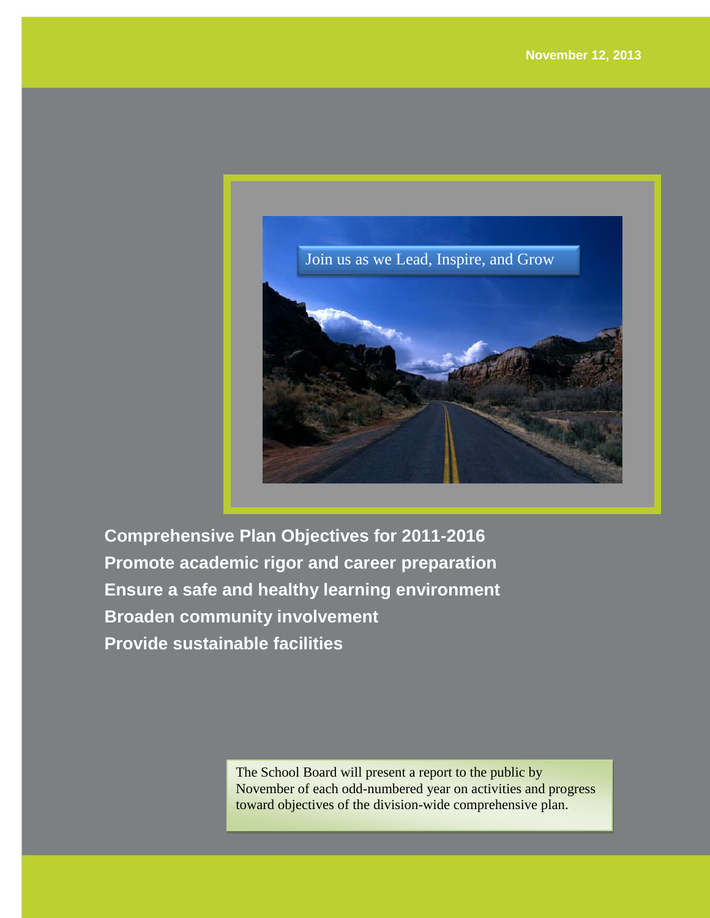November 12, 2013

Join us as we Lead, Inspire, and Grow

**Comprehensive Plan Objectives for 2011-2016**

**Promote academic rigor and career preparation**

**Ensure a safe and healthy learning environment**

**Broaden community involvement**

**Provide sustainable facilities**

The School Board will present a report to the public by November of each odd-numbered year on activities and progress toward objectives of the division-wide comprehensive plan.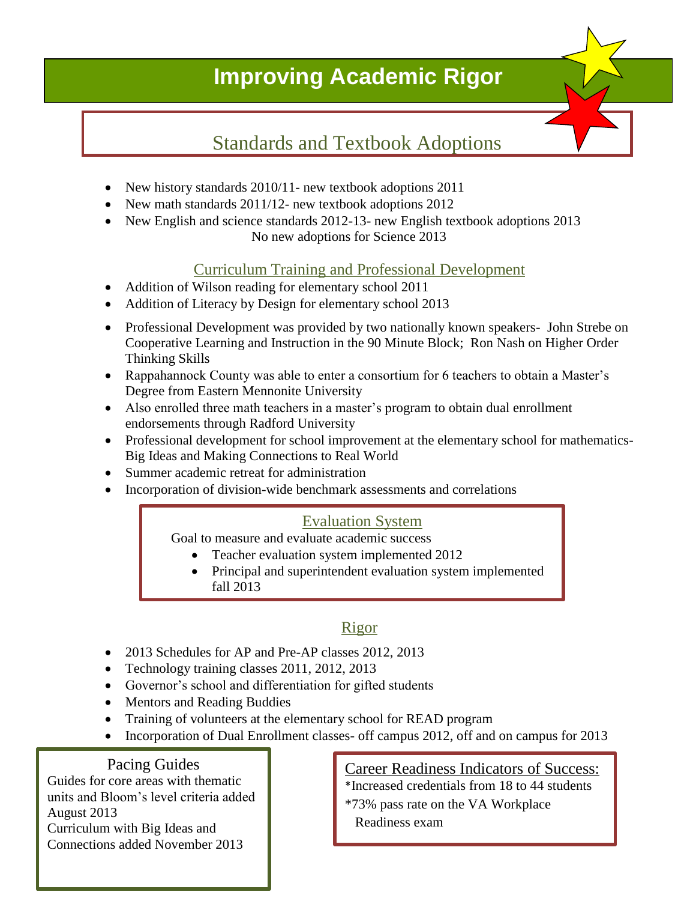# Improving Academic Rigor

## Standards and Textbook Adoptions

- New history standards 2010/11- new textbook adoptions 2011
- New math standards 2011/12- new textbook adoptions 2012
- New English and science standards 2012-13- new English textbook adoptions 2013
  No new adoptions for Science 2013

## Curriculum Training and Professional Development

- Addition of Wilson reading for elementary school 2011
- Addition of Literacy by Design for elementary school 2013
- Professional Development was provided by two nationally known speakers- John Strebe on Cooperative Learning and Instruction in the 90 Minute Block; Ron Nash on Higher Order Thinking Skills
- Rappahannock County was able to enter a consortium for 6 teachers to obtain a Master's Degree from Eastern Mennonite University
- Also enrolled three math teachers in a master's program to obtain dual enrollment endorsements through Radford University
- Professional development for school improvement at the elementary school for mathematics- Big Ideas and Making Connections to Real World
- Summer academic retreat for administration
- Incorporation of division-wide benchmark assessments and correlations

## Evaluation System

Goal to measure and evaluate academic success

- Teacher evaluation system implemented 2012
- Principal and superintendent evaluation system implemented fall 2013

## Rigor

- 2013 Schedules for AP and Pre-AP classes 2012, 2013
- Technology training classes 2011, 2012, 2013
- Governor's school and differentiation for gifted students
- Mentors and Reading Buddies
- Training of volunteers at the elementary school for READ program
- Incorporation of Dual Enrollment classes- off campus 2012, off and on campus for 2013

## Pacing Guides

Guides for core areas with thematic units and Bloom's level criteria added August 2013

Curriculum with Big Ideas and Connections added November 2013

## Career Readiness Indicators of Success:

*Increased credentials from 18 to 44 students

*73% pass rate on the VA Workplace Readiness exam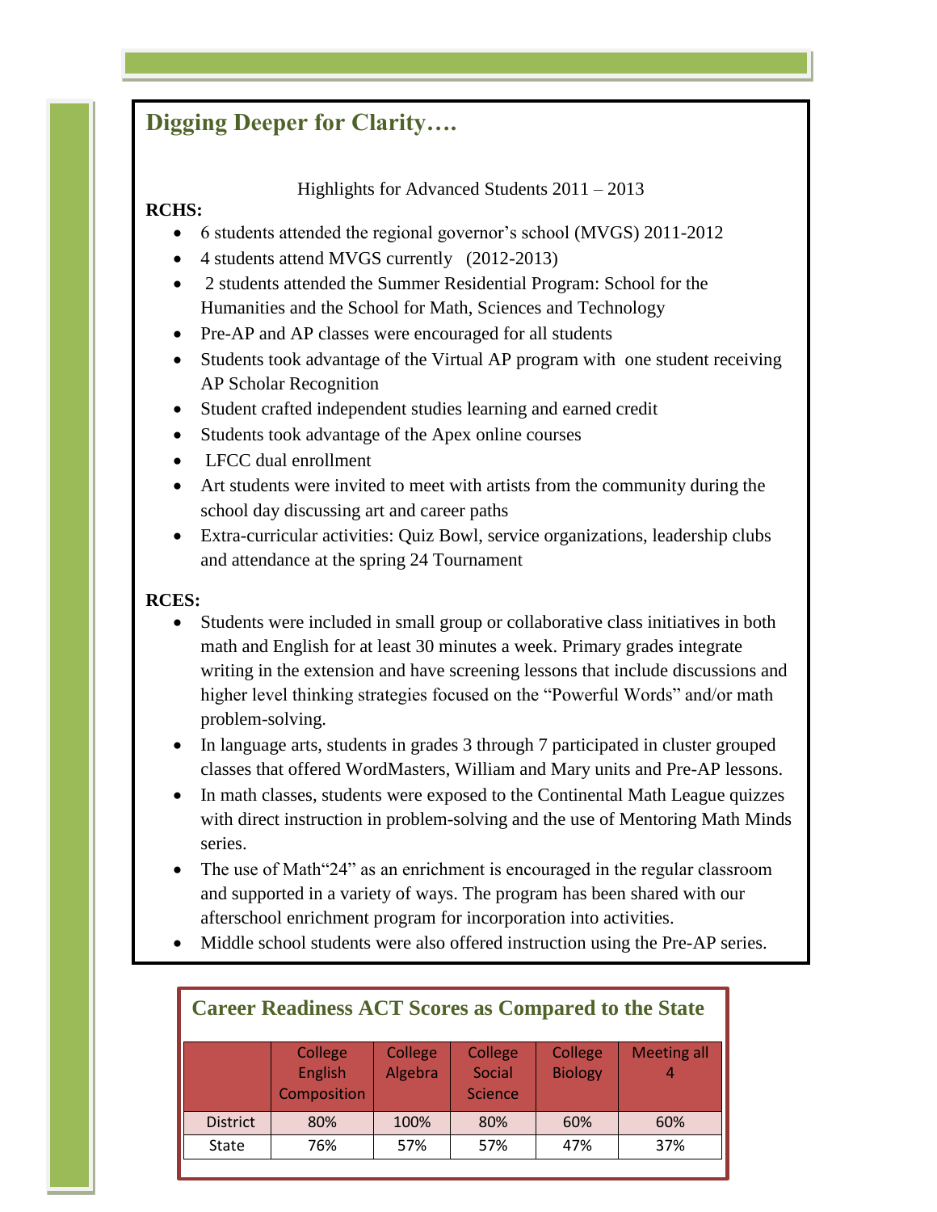## Digging Deeper for Clarity….

Highlights for Advanced Students 2011 – 2013

**RCHS:**

- 6 students attended the regional governor's school (MVGS) 2011-2012
- 4 students attend MVGS currently (2012-2013)
- 2 students attended the Summer Residential Program: School for the Humanities and the School for Math, Sciences and Technology
- Pre-AP and AP classes were encouraged for all students
- Students took advantage of the Virtual AP program with one student receiving AP Scholar Recognition
- Student crafted independent studies learning and earned credit
- Students took advantage of the Apex online courses
- LFCC dual enrollment
- Art students were invited to meet with artists from the community during the school day discussing art and career paths
- Extra-curricular activities: Quiz Bowl, service organizations, leadership clubs and attendance at the spring 24 Tournament

**RCES:**

- Students were included in small group or collaborative class initiatives in both math and English for at least 30 minutes a week. Primary grades integrate writing in the extension and have screening lessons that include discussions and higher level thinking strategies focused on the "Powerful Words" and/or math problem-solving.
- In language arts, students in grades 3 through 7 participated in cluster grouped classes that offered WordMasters, William and Mary units and Pre-AP lessons.
- In math classes, students were exposed to the Continental Math League quizzes with direct instruction in problem-solving and the use of Mentoring Math Minds series.
- The use of Math"24" as an enrichment is encouraged in the regular classroom and supported in a variety of ways. The program has been shared with our afterschool enrichment program for incorporation into activities.
- Middle school students were also offered instruction using the Pre-AP series.

## Career Readiness ACT Scores as Compared to the State

| | College English Composition | College Algebra | College Social Science | College Biology | Meeting all 4 |
|---|---|---|---|---|---|
| District | 80% | 100% | 80% | 60% | 60% |
| State | 76% | 57% | 57% | 47% | 37% |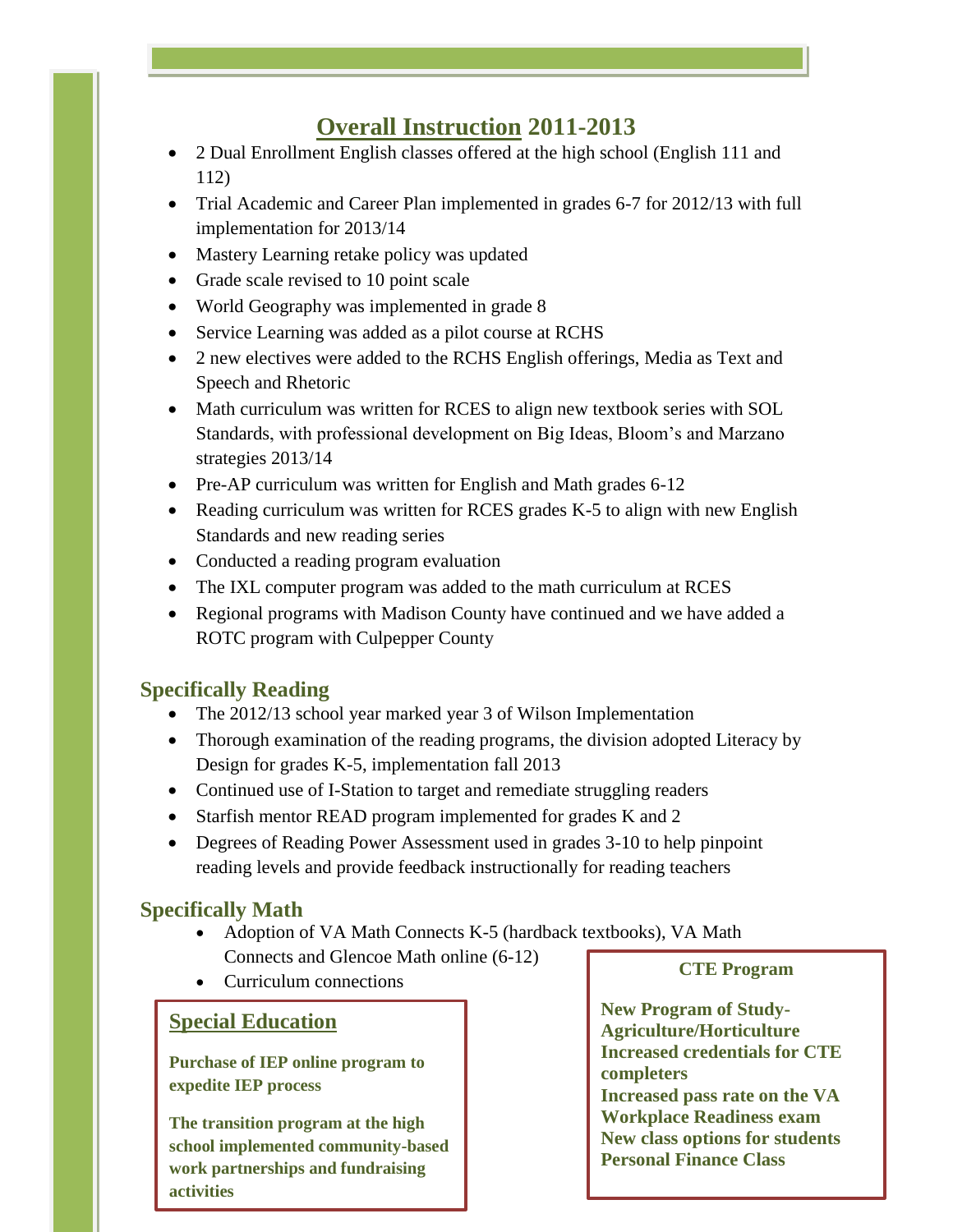# Overall Instruction 2011-2013

- 2 Dual Enrollment English classes offered at the high school (English 111 and 112)
- Trial Academic and Career Plan implemented in grades 6-7 for 2012/13 with full implementation for 2013/14
- Mastery Learning retake policy was updated
- Grade scale revised to 10 point scale
- World Geography was implemented in grade 8
- Service Learning was added as a pilot course at RCHS
- 2 new electives were added to the RCHS English offerings, Media as Text and Speech and Rhetoric
- Math curriculum was written for RCES to align new textbook series with SOL Standards, with professional development on Big Ideas, Bloom's and Marzano strategies 2013/14
- Pre-AP curriculum was written for English and Math grades 6-12
- Reading curriculum was written for RCES grades K-5 to align with new English Standards and new reading series
- Conducted a reading program evaluation
- The IXL computer program was added to the math curriculum at RCES
- Regional programs with Madison County have continued and we have added a ROTC program with Culpepper County

## Specifically Reading

- The 2012/13 school year marked year 3 of Wilson Implementation
- Thorough examination of the reading programs, the division adopted Literacy by Design for grades K-5, implementation fall 2013
- Continued use of I-Station to target and remediate struggling readers
- Starfish mentor READ program implemented for grades K and 2
- Degrees of Reading Power Assessment used in grades 3-10 to help pinpoint reading levels and provide feedback instructionally for reading teachers

## Specifically Math

- Adoption of VA Math Connects K-5 (hardback textbooks), VA Math Connects and Glencoe Math online (6-12)
- Curriculum connections

## Special Education

**Purchase of IEP online program to expedite IEP process**

**The transition program at the high school implemented community-based work partnerships and fundraising activities**

## CTE Program

**New Program of Study- Agriculture/Horticulture**
**Increased credentials for CTE completers**
**Increased pass rate on the VA Workplace Readiness exam**
**New class options for students**
**Personal Finance Class**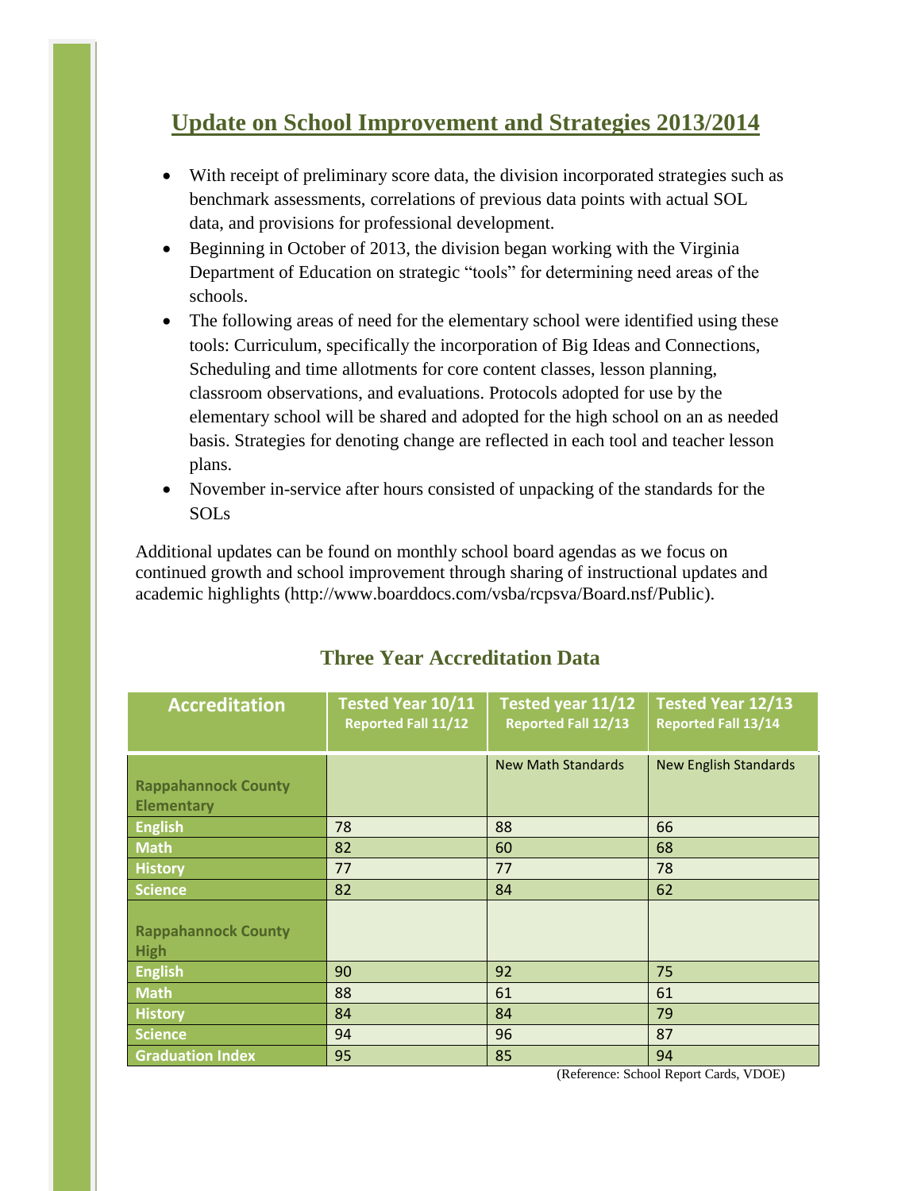## Update on School Improvement and Strategies 2013/2014

- With receipt of preliminary score data, the division incorporated strategies such as benchmark assessments, correlations of previous data points with actual SOL data, and provisions for professional development.
- Beginning in October of 2013, the division began working with the Virginia Department of Education on strategic "tools" for determining need areas of the schools.
- The following areas of need for the elementary school were identified using these tools: Curriculum, specifically the incorporation of Big Ideas and Connections, Scheduling and time allotments for core content classes, lesson planning, classroom observations, and evaluations. Protocols adopted for use by the elementary school will be shared and adopted for the high school on an as needed basis. Strategies for denoting change are reflected in each tool and teacher lesson plans.
- November in-service after hours consisted of unpacking of the standards for the SOLs

Additional updates can be found on monthly school board agendas as we focus on continued growth and school improvement through sharing of instructional updates and academic highlights (http://www.boarddocs.com/vsba/rcpsva/Board.nsf/Public).

## Three Year Accreditation Data

| Accreditation | Tested Year 10/11 Reported Fall 11/12 | Tested year 11/12 Reported Fall 12/13 | Tested Year 12/13 Reported Fall 13/14 |
|---|---|---|---|
| **Rappahannock County Elementary** | | New Math Standards | New English Standards |
| **English** | 78 | 88 | 66 |
| **Math** | 82 | 60 | 68 |
| **History** | 77 | 77 | 78 |
| **Science** | 82 | 84 | 62 |
| **Rappahannock County High** | | | |
| **English** | 90 | 92 | 75 |
| **Math** | 88 | 61 | 61 |
| **History** | 84 | 84 | 79 |
| **Science** | 94 | 96 | 87 |
| **Graduation Index** | 95 | 85 | 94 |

(Reference: School Report Cards, VDOE)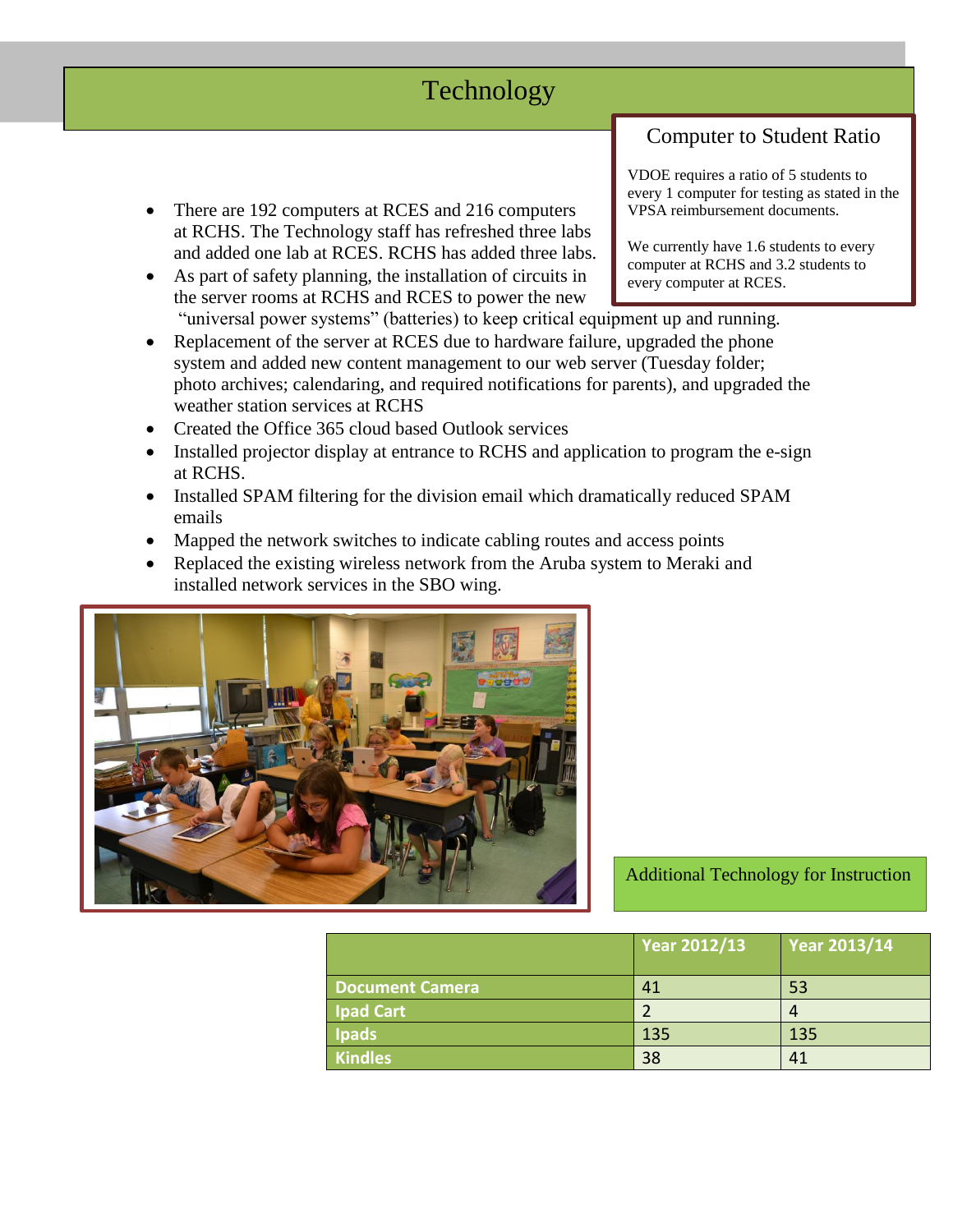# Technology

## Computer to Student Ratio

VDOE requires a ratio of 5 students to every 1 computer for testing as stated in the VPSA reimbursement documents.

We currently have 1.6 students to every computer at RCHS and 3.2 students to every computer at RCES.

- There are 192 computers at RCES and 216 computers at RCHS. The Technology staff has refreshed three labs and added one lab at RCES. RCHS has added three labs.
- As part of safety planning, the installation of circuits in the server rooms at RCHS and RCES to power the new "universal power systems" (batteries) to keep critical equipment up and running.
- Replacement of the server at RCES due to hardware failure, upgraded the phone system and added new content management to our web server (Tuesday folder; photo archives; calendaring, and required notifications for parents), and upgraded the weather station services at RCHS
- Created the Office 365 cloud based Outlook services
- Installed projector display at entrance to RCHS and application to program the e-sign at RCHS.
- Installed SPAM filtering for the division email which dramatically reduced SPAM emails
- Mapped the network switches to indicate cabling routes and access points
- Replaced the existing wireless network from the Aruba system to Meraki and installed network services in the SBO wing.

## Additional Technology for Instruction

| | Year 2012/13 | Year 2013/14 |
|---|---|---|
| Document Camera | 41 | 53 |
| Ipad Cart | 2 | 4 |
| Ipads | 135 | 135 |
| Kindles | 38 | 41 |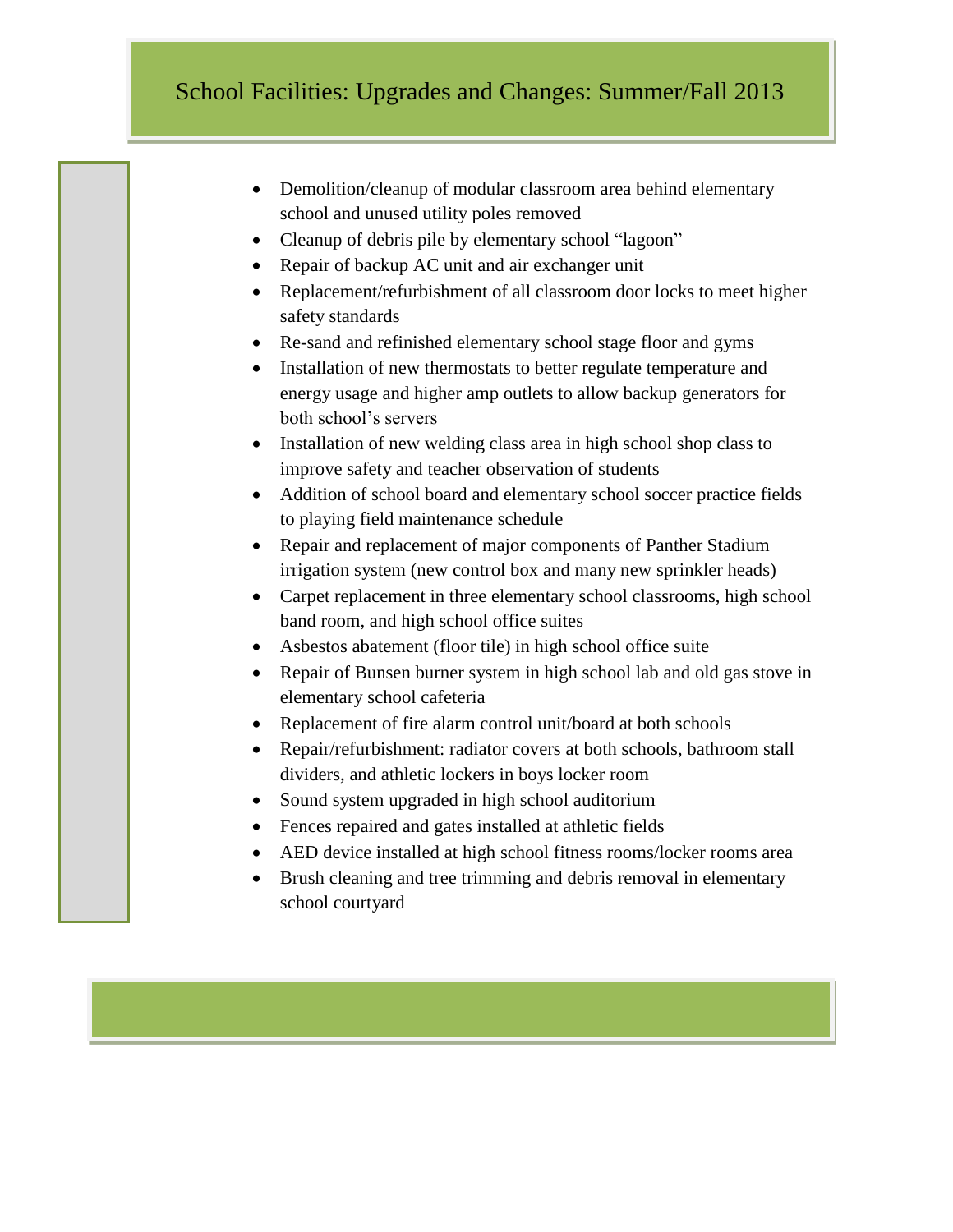## School Facilities: Upgrades and Changes: Summer/Fall 2013

- Demolition/cleanup of modular classroom area behind elementary school and unused utility poles removed
- Cleanup of debris pile by elementary school "lagoon"
- Repair of backup AC unit and air exchanger unit
- Replacement/refurbishment of all classroom door locks to meet higher safety standards
- Re-sand and refinished elementary school stage floor and gyms
- Installation of new thermostats to better regulate temperature and energy usage and higher amp outlets to allow backup generators for both school's servers
- Installation of new welding class area in high school shop class to improve safety and teacher observation of students
- Addition of school board and elementary school soccer practice fields to playing field maintenance schedule
- Repair and replacement of major components of Panther Stadium irrigation system (new control box and many new sprinkler heads)
- Carpet replacement in three elementary school classrooms, high school band room, and high school office suites
- Asbestos abatement (floor tile) in high school office suite
- Repair of Bunsen burner system in high school lab and old gas stove in elementary school cafeteria
- Replacement of fire alarm control unit/board at both schools
- Repair/refurbishment: radiator covers at both schools, bathroom stall dividers, and athletic lockers in boys locker room
- Sound system upgraded in high school auditorium
- Fences repaired and gates installed at athletic fields
- AED device installed at high school fitness rooms/locker rooms area
- Brush cleaning and tree trimming and debris removal in elementary school courtyard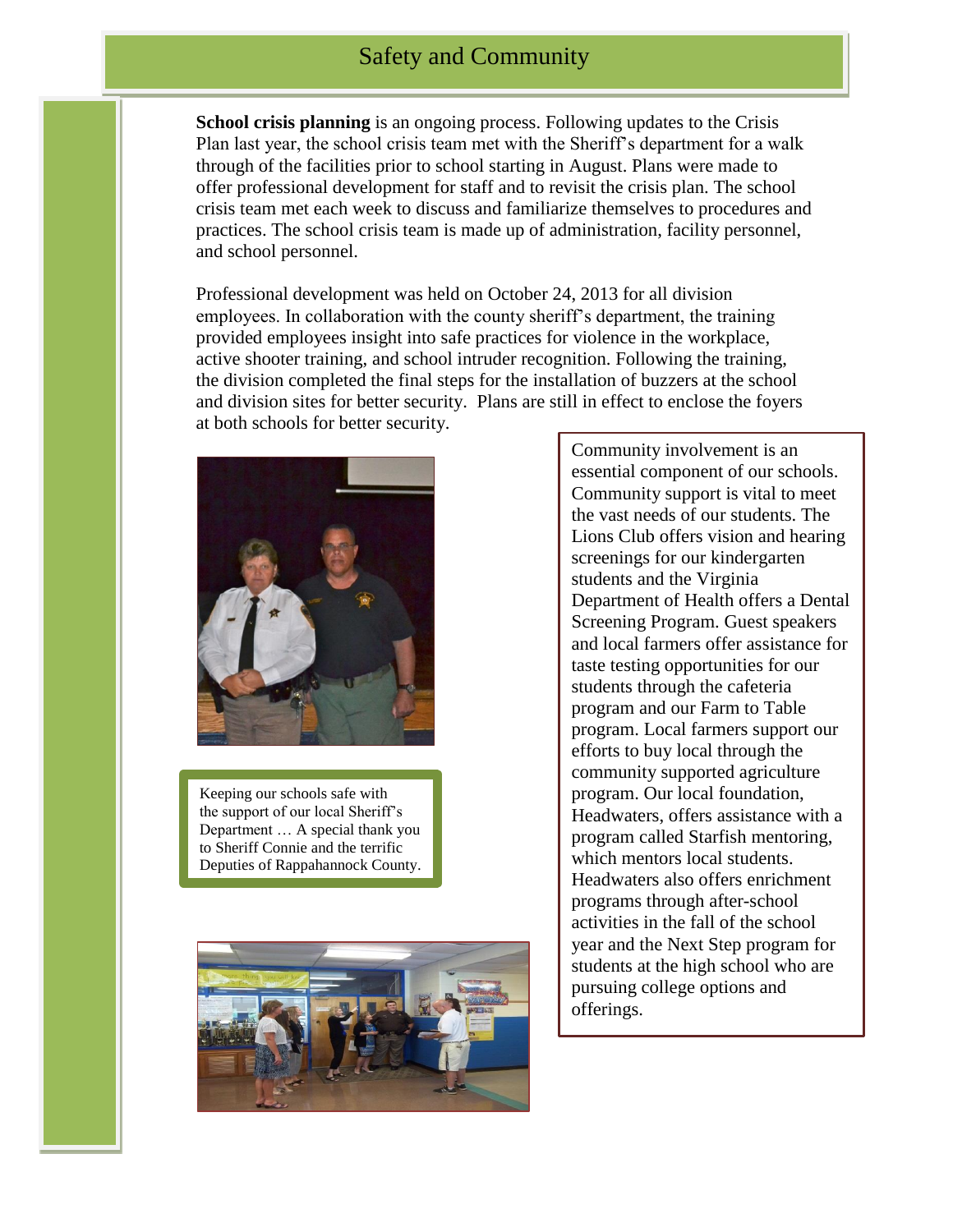# Safety and Community

**School crisis planning** is an ongoing process. Following updates to the Crisis Plan last year, the school crisis team met with the Sheriff's department for a walk through of the facilities prior to school starting in August. Plans were made to offer professional development for staff and to revisit the crisis plan. The school crisis team met each week to discuss and familiarize themselves to procedures and practices. The school crisis team is made up of administration, facility personnel, and school personnel.

Professional development was held on October 24, 2013 for all division employees. In collaboration with the county sheriff's department, the training provided employees insight into safe practices for violence in the workplace, active shooter training, and school intruder recognition. Following the training, the division completed the final steps for the installation of buzzers at the school and division sites for better security. Plans are still in effect to enclose the foyers at both schools for better security.

Keeping our schools safe with the support of our local Sheriff's Department … A special thank you to Sheriff Connie and the terrific Deputies of Rappahannock County.

Community involvement is an essential component of our schools. Community support is vital to meet the vast needs of our students. The Lions Club offers vision and hearing screenings for our kindergarten students and the Virginia Department of Health offers a Dental Screening Program. Guest speakers and local farmers offer assistance for taste testing opportunities for our students through the cafeteria program and our Farm to Table program. Local farmers support our efforts to buy local through the community supported agriculture program. Our local foundation, Headwaters, offers assistance with a program called Starfish mentoring, which mentors local students. Headwaters also offers enrichment programs through after-school activities in the fall of the school year and the Next Step program for students at the high school who are pursuing college options and offerings.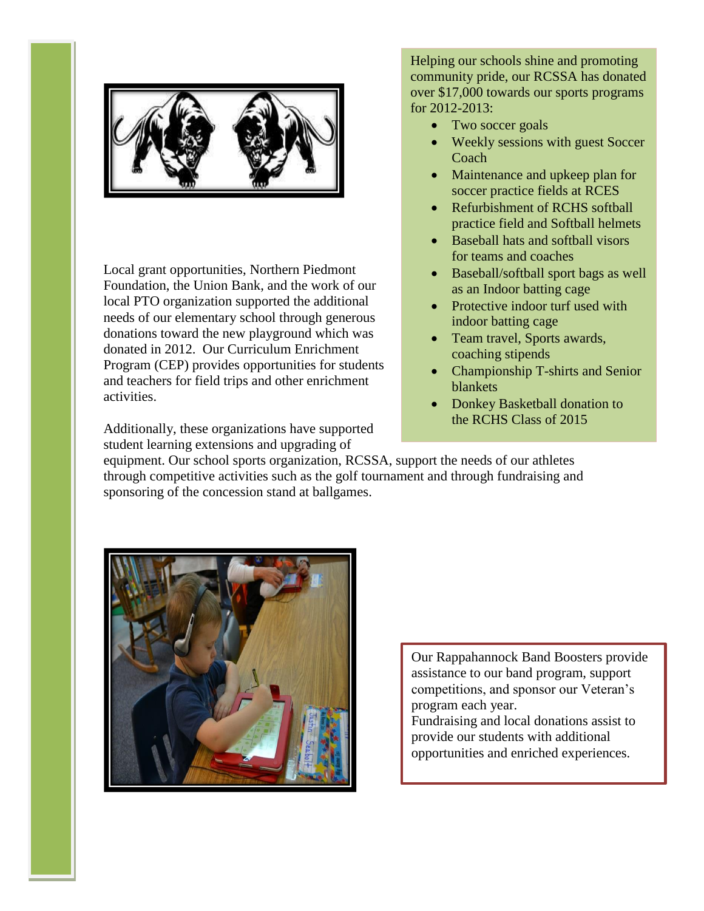Local grant opportunities, Northern Piedmont Foundation, the Union Bank, and the work of our local PTO organization supported the additional needs of our elementary school through generous donations toward the new playground which was donated in 2012. Our Curriculum Enrichment Program (CEP) provides opportunities for students and teachers for field trips and other enrichment activities.

Additionally, these organizations have supported student learning extensions and upgrading of equipment. Our school sports organization, RCSSA, support the needs of our athletes through competitive activities such as the golf tournament and through fundraising and sponsoring of the concession stand at ballgames.

Helping our schools shine and promoting community pride, our RCSSA has donated over $17,000 towards our sports programs for 2012-2013:

- Two soccer goals
- Weekly sessions with guest Soccer Coach
- Maintenance and upkeep plan for soccer practice fields at RCES
- Refurbishment of RCHS softball practice field and Softball helmets
- Baseball hats and softball visors for teams and coaches
- Baseball/softball sport bags as well as an Indoor batting cage
- Protective indoor turf used with indoor batting cage
- Team travel, Sports awards, coaching stipends
- Championship T-shirts and Senior blankets
- Donkey Basketball donation to the RCHS Class of 2015

Our Rappahannock Band Boosters provide assistance to our band program, support competitions, and sponsor our Veteran's program each year.
Fundraising and local donations assist to provide our students with additional opportunities and enriched experiences.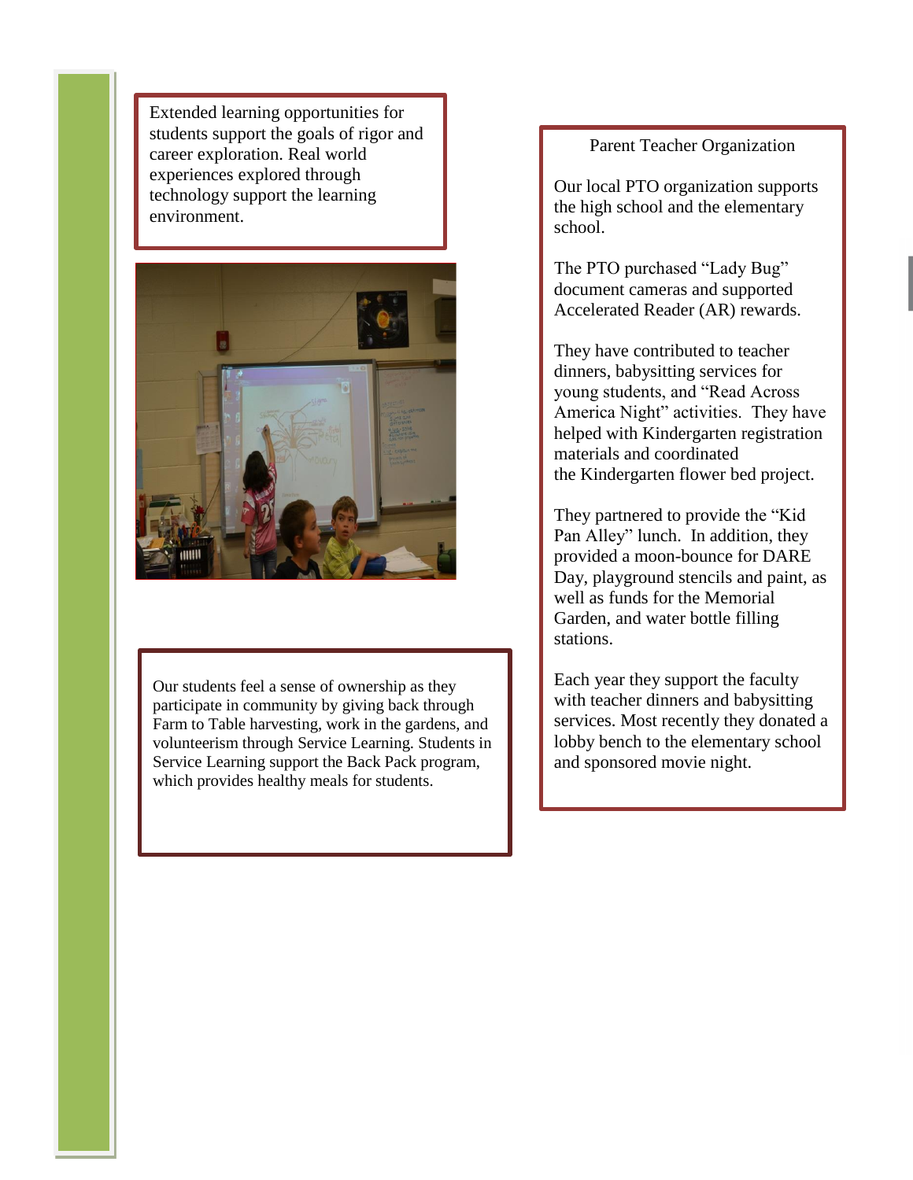Extended learning opportunities for students support the goals of rigor and career exploration. Real world experiences explored through technology support the learning environment.

Our students feel a sense of ownership as they participate in community by giving back through Farm to Table harvesting, work in the gardens, and volunteerism through Service Learning. Students in Service Learning support the Back Pack program, which provides healthy meals for students.

## Parent Teacher Organization

Our local PTO organization supports the high school and the elementary school.

The PTO purchased "Lady Bug" document cameras and supported Accelerated Reader (AR) rewards.

They have contributed to teacher dinners, babysitting services for young students, and "Read Across America Night" activities. They have helped with Kindergarten registration materials and coordinated the Kindergarten flower bed project.

They partnered to provide the "Kid Pan Alley" lunch. In addition, they provided a moon-bounce for DARE Day, playground stencils and paint, as well as funds for the Memorial Garden, and water bottle filling stations.

Each year they support the faculty with teacher dinners and babysitting services. Most recently they donated a lobby bench to the elementary school and sponsored movie night.